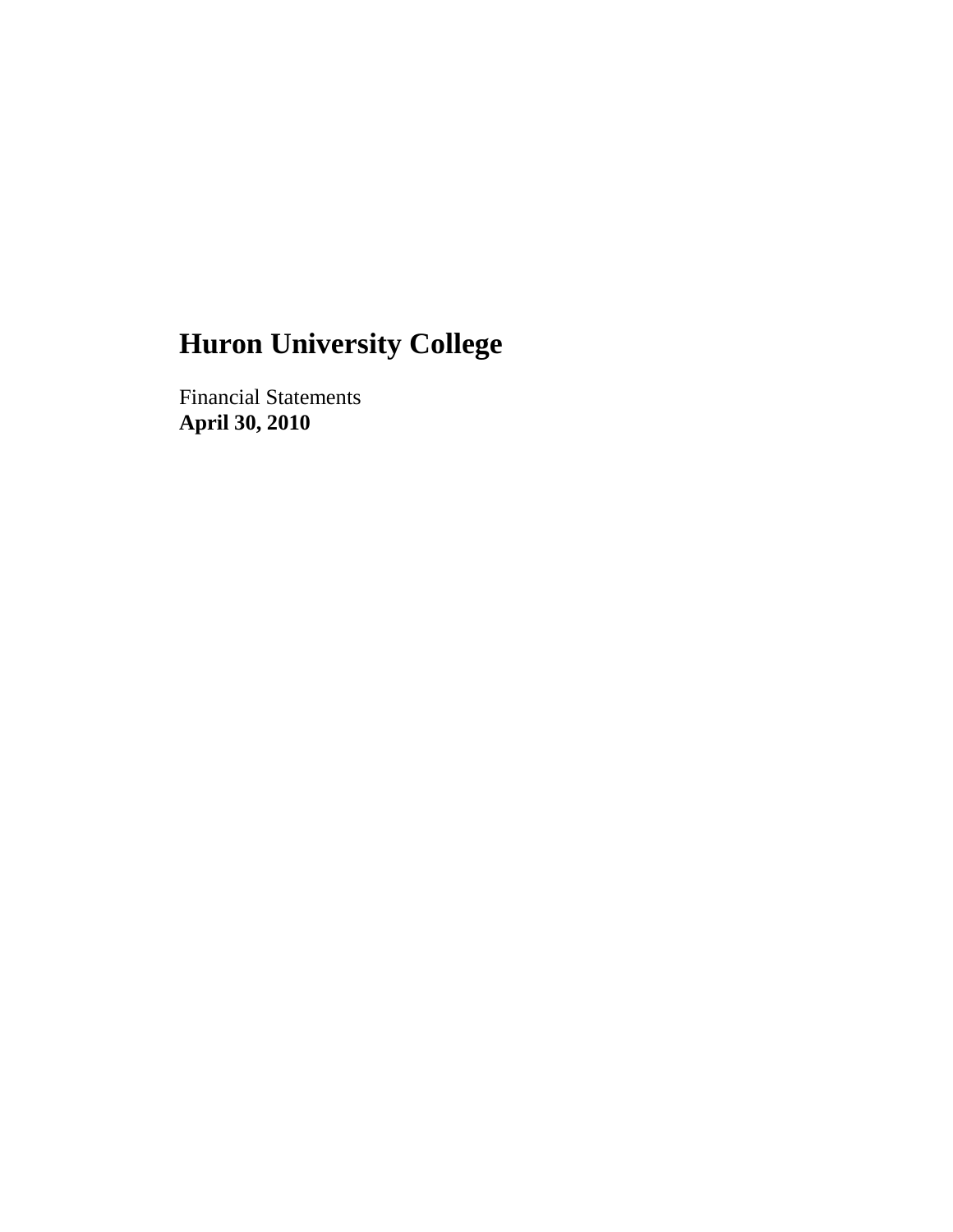# Huron University College

Financial Statements
**April 30, 2010**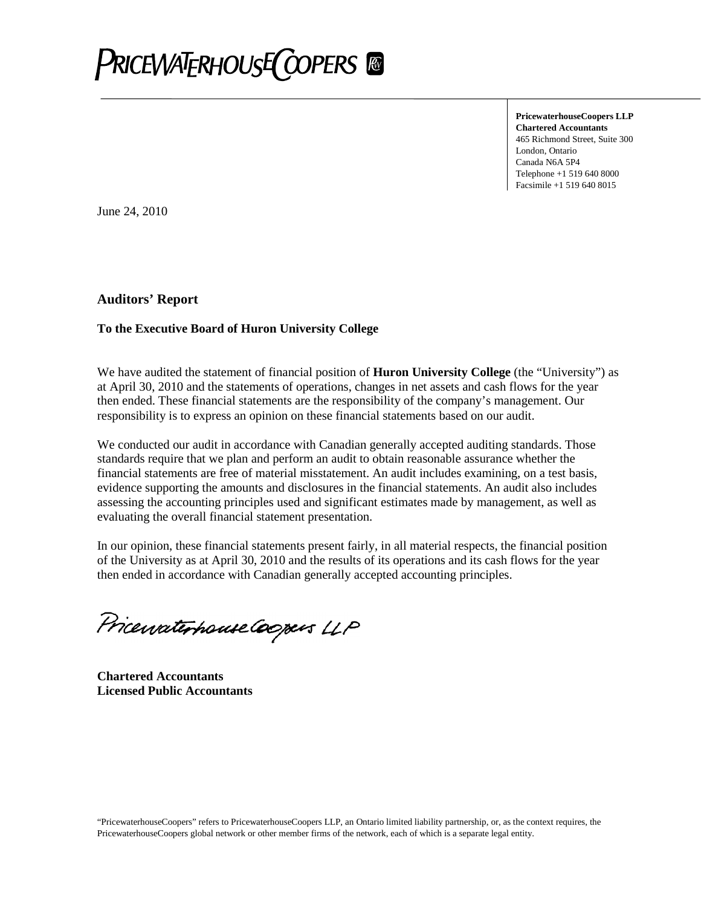PRICEWATERHOUSECOOPERS

**PricewaterhouseCoopers LLP**
**Chartered Accountants**
465 Richmond Street, Suite 300
London, Ontario
Canada N6A 5P4
Telephone +1 519 640 8000
Facsimile +1 519 640 8015

June 24, 2010

## Auditors' Report

**To the Executive Board of Huron University College**

We have audited the statement of financial position of **Huron University College** (the "University") as at April 30, 2010 and the statements of operations, changes in net assets and cash flows for the year then ended. These financial statements are the responsibility of the company's management. Our responsibility is to express an opinion on these financial statements based on our audit.

We conducted our audit in accordance with Canadian generally accepted auditing standards. Those standards require that we plan and perform an audit to obtain reasonable assurance whether the financial statements are free of material misstatement. An audit includes examining, on a test basis, evidence supporting the amounts and disclosures in the financial statements. An audit also includes assessing the accounting principles used and significant estimates made by management, as well as evaluating the overall financial statement presentation.

In our opinion, these financial statements present fairly, in all material respects, the financial position of the University as at April 30, 2010 and the results of its operations and its cash flows for the year then ended in accordance with Canadian generally accepted accounting principles.

PricewaterhouseCoopers LLP

**Chartered Accountants**
**Licensed Public Accountants**

"PricewaterhouseCoopers" refers to PricewaterhouseCoopers LLP, an Ontario limited liability partnership, or, as the context requires, the PricewaterhouseCoopers global network or other member firms of the network, each of which is a separate legal entity.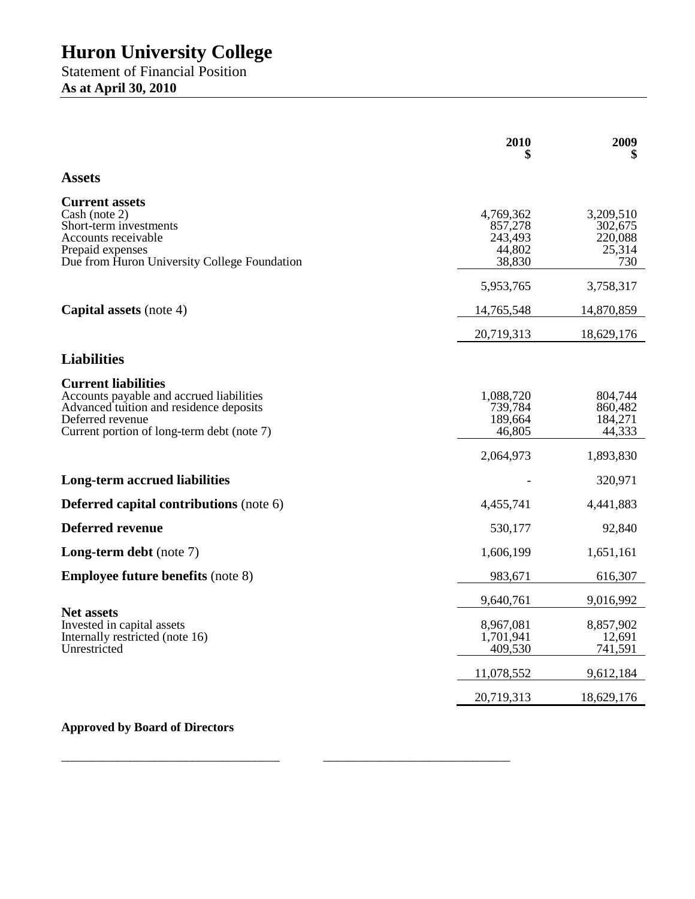# Huron University College

Statement of Financial Position

**As at April 30, 2010**

| | 2010 $ | 2009 $ |
|---|---|---|
| **Assets** | | |
| **Current assets** | | |
| Cash (note 2) | 4,769,362 | 3,209,510 |
| Short-term investments | 857,278 | 302,675 |
| Accounts receivable | 243,493 | 220,088 |
| Prepaid expenses | 44,802 | 25,314 |
| Due from Huron University College Foundation | 38,830 | 730 |
| | 5,953,765 | 3,758,317 |
| **Capital assets** (note 4) | 14,765,548 | 14,870,859 |
| | 20,719,313 | 18,629,176 |
| **Liabilities** | | |
| **Current liabilities** | | |
| Accounts payable and accrued liabilities | 1,088,720 | 804,744 |
| Advanced tuition and residence deposits | 739,784 | 860,482 |
| Deferred revenue | 189,664 | 184,271 |
| Current portion of long-term debt (note 7) | 46,805 | 44,333 |
| | 2,064,973 | 1,893,830 |
| **Long-term accrued liabilities** | - | 320,971 |
| **Deferred capital contributions** (note 6) | 4,455,741 | 4,441,883 |
| **Deferred revenue** | 530,177 | 92,840 |
| **Long-term debt** (note 7) | 1,606,199 | 1,651,161 |
| **Employee future benefits** (note 8) | 983,671 | 616,307 |
| | 9,640,761 | 9,016,992 |
| **Net assets** | | |
| Invested in capital assets | 8,967,081 | 8,857,902 |
| Internally restricted (note 16) | 1,701,941 | 12,691 |
| Unrestricted | 409,530 | 741,591 |
| | 11,078,552 | 9,612,184 |
| | 20,719,313 | 18,629,176 |

**Approved by Board of Directors**

\_\_\_\_\_\_\_\_\_\_\_\_\_\_\_\_\_\_\_\_\_\_\_\_\_\_\_\_\_\_\_\_ \_\_\_\_\_\_\_\_\_\_\_\_\_\_\_\_\_\_\_\_\_\_\_\_\_\_\_\_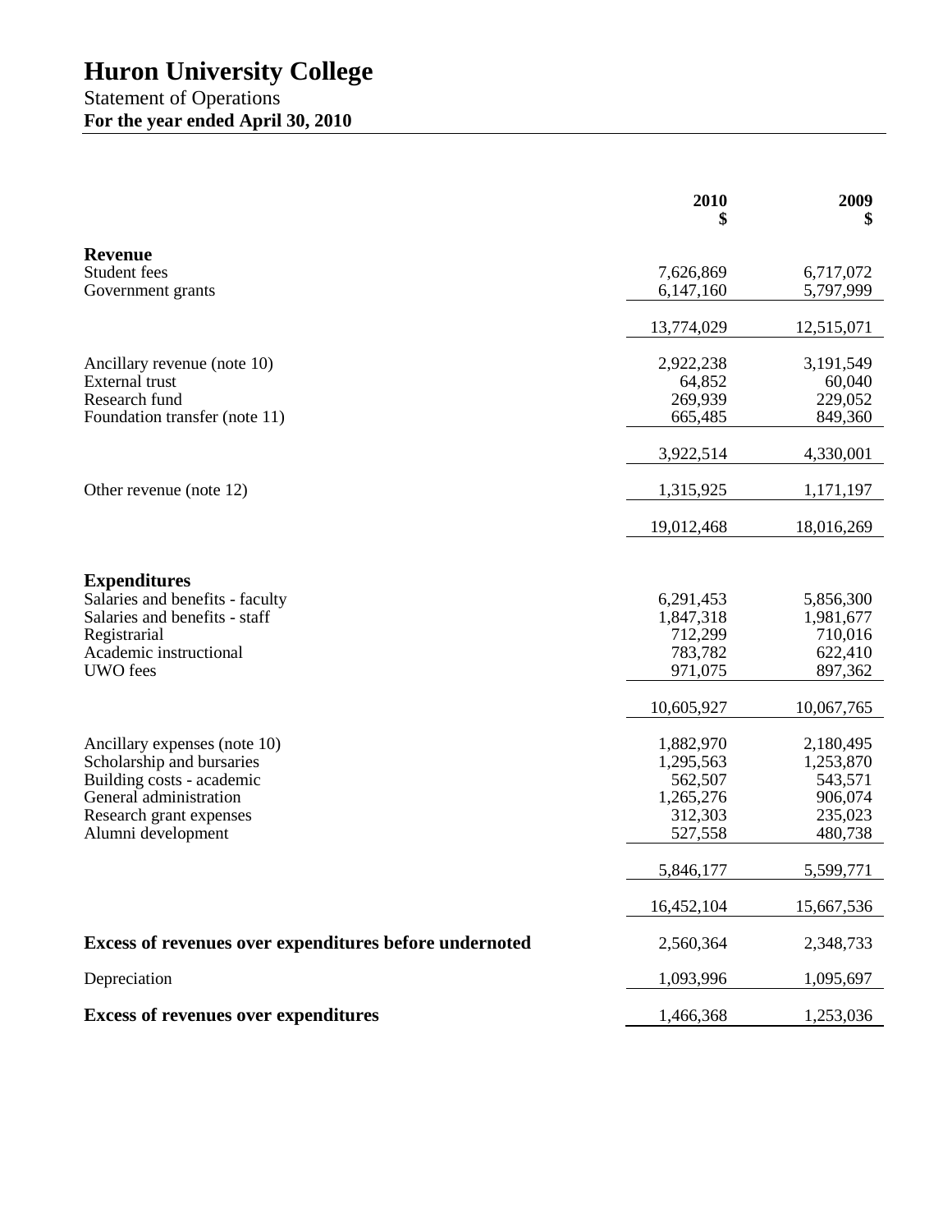# Huron University College

Statement of Operations

**For the year ended April 30, 2010**

| | 2010<br>$ | 2009<br>$ |
|---|---|---|
| **Revenue** | | |
| Student fees | 7,626,869 | 6,717,072 |
| Government grants | 6,147,160 | 5,797,999 |
| | 13,774,029 | 12,515,071 |
| Ancillary revenue (note 10) | 2,922,238 | 3,191,549 |
| External trust | 64,852 | 60,040 |
| Research fund | 269,939 | 229,052 |
| Foundation transfer (note 11) | 665,485 | 849,360 |
| | 3,922,514 | 4,330,001 |
| Other revenue (note 12) | 1,315,925 | 1,171,197 |
| | 19,012,468 | 18,016,269 |
| **Expenditures** | | |
| Salaries and benefits - faculty | 6,291,453 | 5,856,300 |
| Salaries and benefits - staff | 1,847,318 | 1,981,677 |
| Registrarial | 712,299 | 710,016 |
| Academic instructional | 783,782 | 622,410 |
| UWO fees | 971,075 | 897,362 |
| | 10,605,927 | 10,067,765 |
| Ancillary expenses (note 10) | 1,882,970 | 2,180,495 |
| Scholarship and bursaries | 1,295,563 | 1,253,870 |
| Building costs - academic | 562,507 | 543,571 |
| General administration | 1,265,276 | 906,074 |
| Research grant expenses | 312,303 | 235,023 |
| Alumni development | 527,558 | 480,738 |
| | 5,846,177 | 5,599,771 |
| | 16,452,104 | 15,667,536 |
| **Excess of revenues over expenditures before undernoted** | 2,560,364 | 2,348,733 |
| Depreciation | 1,093,996 | 1,095,697 |
| **Excess of revenues over expenditures** | 1,466,368 | 1,253,036 |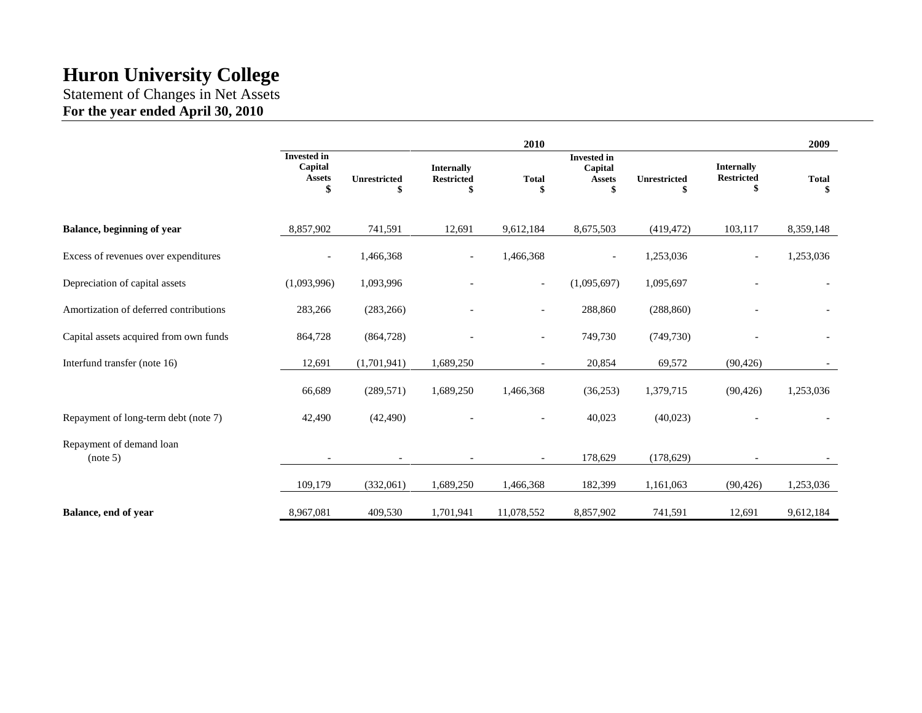# Huron University College

Statement of Changes in Net Assets

**For the year ended April 30, 2010**

| | | | | 2010 | | | | 2009 |
|---|---|---|---|---|---|---|---|---|
| | Invested in Capital Assets $ | Unrestricted $ | Internally Restricted $ | Total $ | Invested in Capital Assets $ | Unrestricted $ | Internally Restricted $ | Total $ |
| **Balance, beginning of year** | 8,857,902 | 741,591 | 12,691 | 9,612,184 | 8,675,503 | (419,472) | 103,117 | 8,359,148 |
| Excess of revenues over expenditures | - | 1,466,368 | - | 1,466,368 | - | 1,253,036 | - | 1,253,036 |
| Depreciation of capital assets | (1,093,996) | 1,093,996 | - | - | (1,095,697) | 1,095,697 | - | - |
| Amortization of deferred contributions | 283,266 | (283,266) | - | - | 288,860 | (288,860) | - | - |
| Capital assets acquired from own funds | 864,728 | (864,728) | - | - | 749,730 | (749,730) | - | - |
| Interfund transfer (note 16) | 12,691 | (1,701,941) | 1,689,250 | - | 20,854 | 69,572 | (90,426) | - |
| | 66,689 | (289,571) | 1,689,250 | 1,466,368 | (36,253) | 1,379,715 | (90,426) | 1,253,036 |
| Repayment of long-term debt (note 7) | 42,490 | (42,490) | - | - | 40,023 | (40,023) | - | - |
| Repayment of demand loan (note 5) | - | - | - | - | 178,629 | (178,629) | - | - |
| | 109,179 | (332,061) | 1,689,250 | 1,466,368 | 182,399 | 1,161,063 | (90,426) | 1,253,036 |
| **Balance, end of year** | 8,967,081 | 409,530 | 1,701,941 | 11,078,552 | 8,857,902 | 741,591 | 12,691 | 9,612,184 |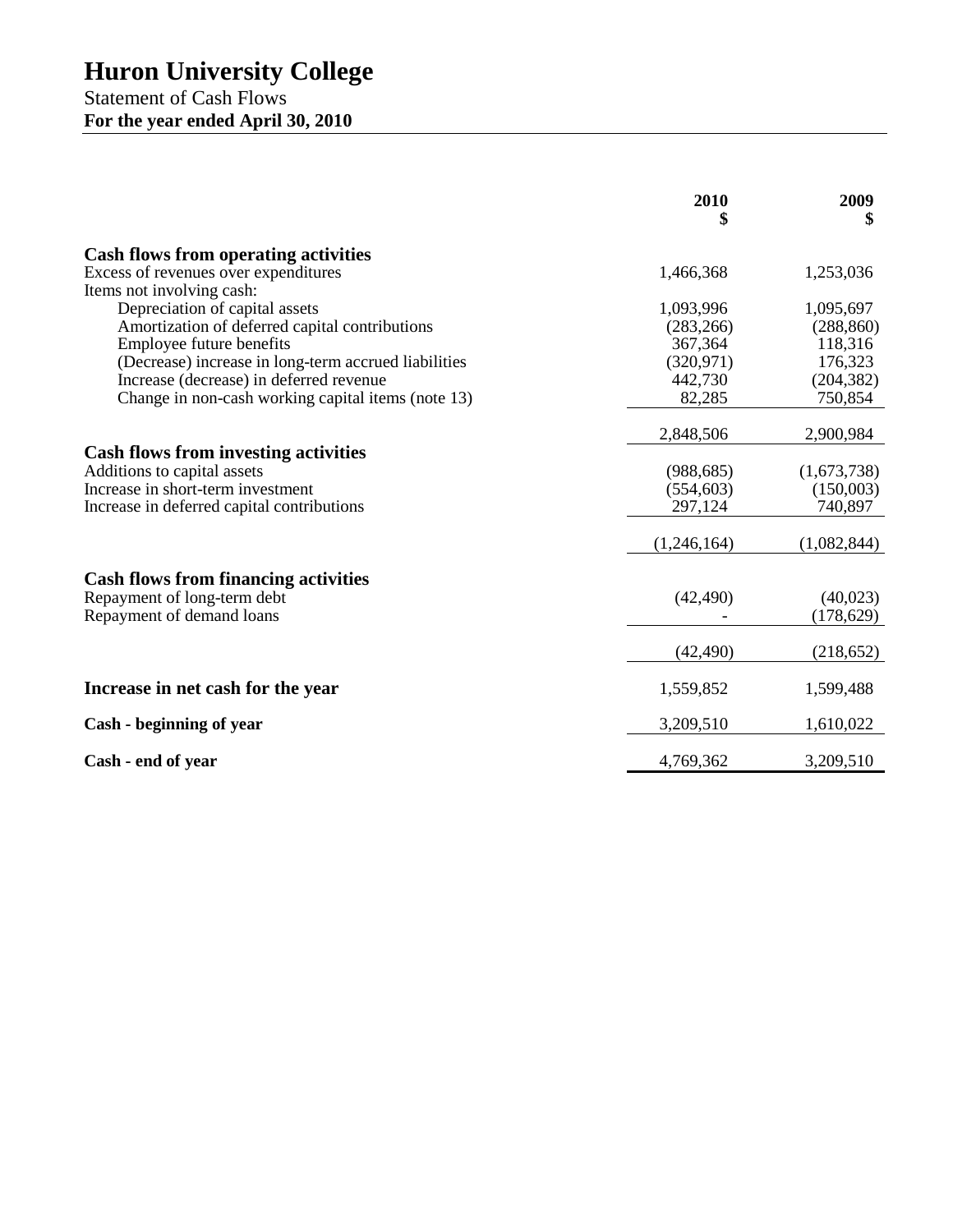# Huron University College

Statement of Cash Flows

**For the year ended April 30, 2010**

| | 2010<br>$ | 2009<br>$ |
|---|---|---|
| **Cash flows from operating activities** | | |
| Excess of revenues over expenditures | 1,466,368 | 1,253,036 |
| Items not involving cash: | | |
| Depreciation of capital assets | 1,093,996 | 1,095,697 |
| Amortization of deferred capital contributions | (283,266) | (288,860) |
| Employee future benefits | 367,364 | 118,316 |
| (Decrease) increase in long-term accrued liabilities | (320,971) | 176,323 |
| Increase (decrease) in deferred revenue | 442,730 | (204,382) |
| Change in non-cash working capital items (note 13) | 82,285 | 750,854 |
| | 2,848,506 | 2,900,984 |
| **Cash flows from investing activities** | | |
| Additions to capital assets | (988,685) | (1,673,738) |
| Increase in short-term investment | (554,603) | (150,003) |
| Increase in deferred capital contributions | 297,124 | 740,897 |
| | (1,246,164) | (1,082,844) |
| **Cash flows from financing activities** | | |
| Repayment of long-term debt | (42,490) | (40,023) |
| Repayment of demand loans | - | (178,629) |
| | (42,490) | (218,652) |
| **Increase in net cash for the year** | 1,559,852 | 1,599,488 |
| **Cash - beginning of year** | 3,209,510 | 1,610,022 |
| **Cash - end of year** | 4,769,362 | 3,209,510 |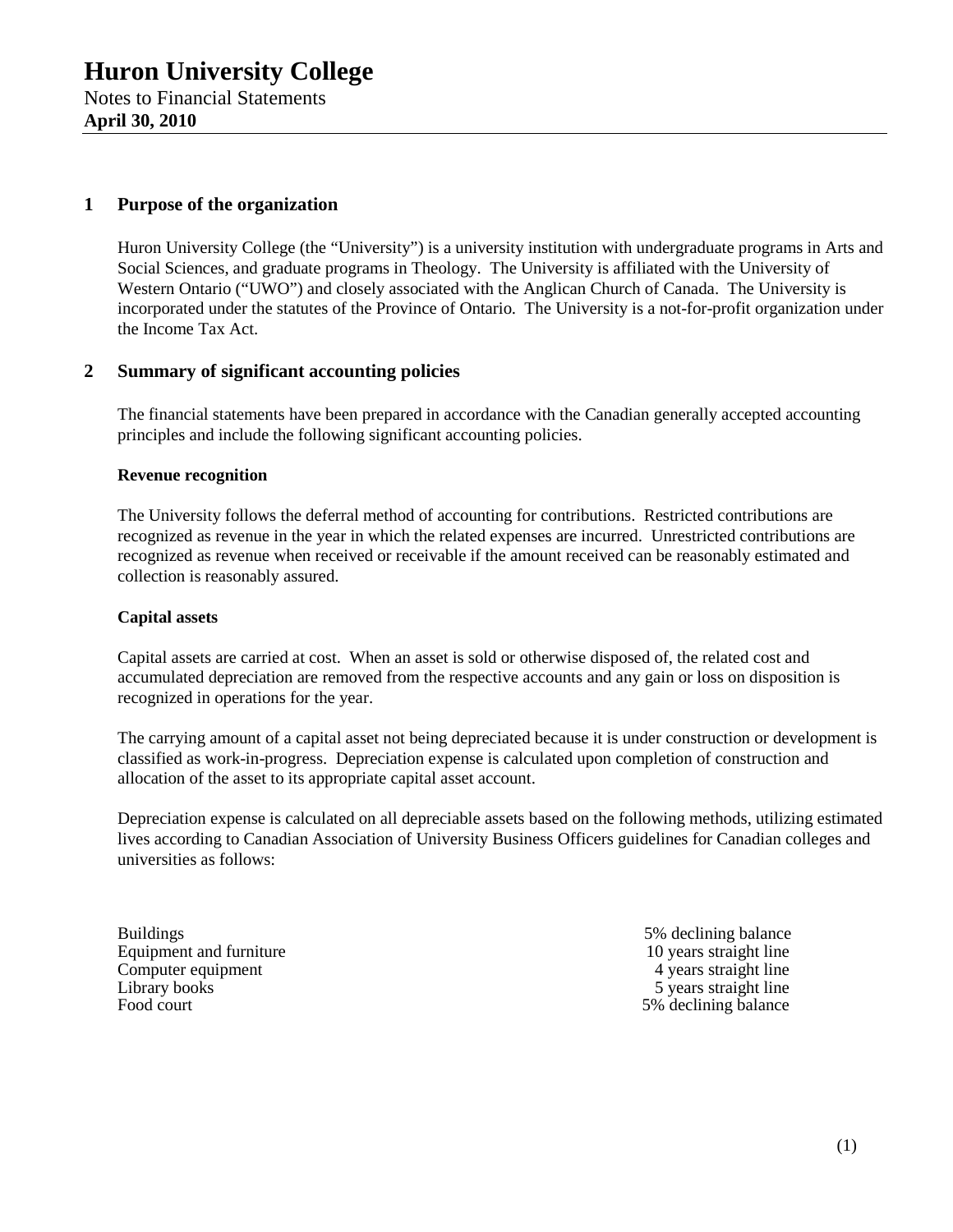# Huron University College

Notes to Financial Statements
**April 30, 2010**

## 1 Purpose of the organization

Huron University College (the "University") is a university institution with undergraduate programs in Arts and Social Sciences, and graduate programs in Theology. The University is affiliated with the University of Western Ontario ("UWO") and closely associated with the Anglican Church of Canada. The University is incorporated under the statutes of the Province of Ontario. The University is a not-for-profit organization under the Income Tax Act.

## 2 Summary of significant accounting policies

The financial statements have been prepared in accordance with the Canadian generally accepted accounting principles and include the following significant accounting policies.

### Revenue recognition

The University follows the deferral method of accounting for contributions. Restricted contributions are recognized as revenue in the year in which the related expenses are incurred. Unrestricted contributions are recognized as revenue when received or receivable if the amount received can be reasonably estimated and collection is reasonably assured.

### Capital assets

Capital assets are carried at cost. When an asset is sold or otherwise disposed of, the related cost and accumulated depreciation are removed from the respective accounts and any gain or loss on disposition is recognized in operations for the year.

The carrying amount of a capital asset not being depreciated because it is under construction or development is classified as work-in-progress. Depreciation expense is calculated upon completion of construction and allocation of the asset to its appropriate capital asset account.

Depreciation expense is calculated on all depreciable assets based on the following methods, utilizing estimated lives according to Canadian Association of University Business Officers guidelines for Canadian colleges and universities as follows:

| | |
|---|---|
| Buildings | 5% declining balance |
| Equipment and furniture | 10 years straight line |
| Computer equipment | 4 years straight line |
| Library books | 5 years straight line |
| Food court | 5% declining balance |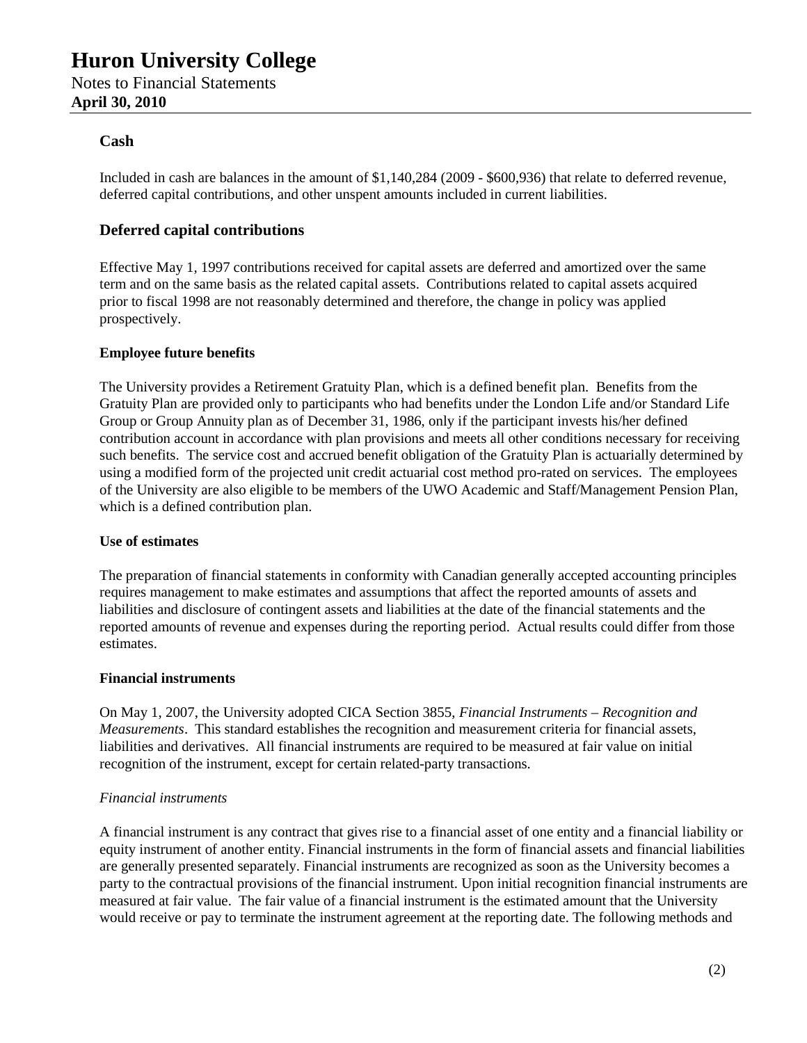**Cash**

Included in cash are balances in the amount of $1,140,284 (2009 - $600,936) that relate to deferred revenue, deferred capital contributions, and other unspent amounts included in current liabilities.

**Deferred capital contributions**

Effective May 1, 1997 contributions received for capital assets are deferred and amortized over the same term and on the same basis as the related capital assets. Contributions related to capital assets acquired prior to fiscal 1998 are not reasonably determined and therefore, the change in policy was applied prospectively.

**Employee future benefits**

The University provides a Retirement Gratuity Plan, which is a defined benefit plan. Benefits from the Gratuity Plan are provided only to participants who had benefits under the London Life and/or Standard Life Group or Group Annuity plan as of December 31, 1986, only if the participant invests his/her defined contribution account in accordance with plan provisions and meets all other conditions necessary for receiving such benefits. The service cost and accrued benefit obligation of the Gratuity Plan is actuarially determined by using a modified form of the projected unit credit actuarial cost method pro-rated on services. The employees of the University are also eligible to be members of the UWO Academic and Staff/Management Pension Plan, which is a defined contribution plan.

**Use of estimates**

The preparation of financial statements in conformity with Canadian generally accepted accounting principles requires management to make estimates and assumptions that affect the reported amounts of assets and liabilities and disclosure of contingent assets and liabilities at the date of the financial statements and the reported amounts of revenue and expenses during the reporting period. Actual results could differ from those estimates.

**Financial instruments**

On May 1, 2007, the University adopted CICA Section 3855, *Financial Instruments – Recognition and Measurements*. This standard establishes the recognition and measurement criteria for financial assets, liabilities and derivatives. All financial instruments are required to be measured at fair value on initial recognition of the instrument, except for certain related-party transactions.

*Financial instruments*

A financial instrument is any contract that gives rise to a financial asset of one entity and a financial liability or equity instrument of another entity. Financial instruments in the form of financial assets and financial liabilities are generally presented separately. Financial instruments are recognized as soon as the University becomes a party to the contractual provisions of the financial instrument. Upon initial recognition financial instruments are measured at fair value. The fair value of a financial instrument is the estimated amount that the University would receive or pay to terminate the instrument agreement at the reporting date. The following methods and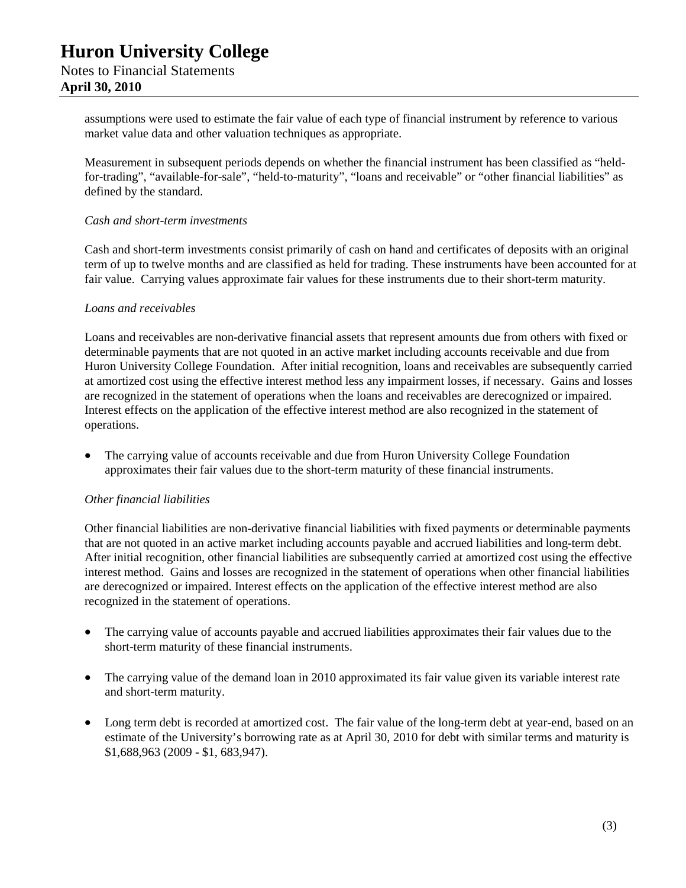assumptions were used to estimate the fair value of each type of financial instrument by reference to various market value data and other valuation techniques as appropriate.

Measurement in subsequent periods depends on whether the financial instrument has been classified as "held-for-trading", "available-for-sale", "held-to-maturity", "loans and receivable" or "other financial liabilities" as defined by the standard.

*Cash and short-term investments*

Cash and short-term investments consist primarily of cash on hand and certificates of deposits with an original term of up to twelve months and are classified as held for trading. These instruments have been accounted for at fair value. Carrying values approximate fair values for these instruments due to their short-term maturity.

*Loans and receivables*

Loans and receivables are non-derivative financial assets that represent amounts due from others with fixed or determinable payments that are not quoted in an active market including accounts receivable and due from Huron University College Foundation. After initial recognition, loans and receivables are subsequently carried at amortized cost using the effective interest method less any impairment losses, if necessary. Gains and losses are recognized in the statement of operations when the loans and receivables are derecognized or impaired. Interest effects on the application of the effective interest method are also recognized in the statement of operations.

- The carrying value of accounts receivable and due from Huron University College Foundation approximates their fair values due to the short-term maturity of these financial instruments.

*Other financial liabilities*

Other financial liabilities are non-derivative financial liabilities with fixed payments or determinable payments that are not quoted in an active market including accounts payable and accrued liabilities and long-term debt. After initial recognition, other financial liabilities are subsequently carried at amortized cost using the effective interest method. Gains and losses are recognized in the statement of operations when other financial liabilities are derecognized or impaired. Interest effects on the application of the effective interest method are also recognized in the statement of operations.

- The carrying value of accounts payable and accrued liabilities approximates their fair values due to the short-term maturity of these financial instruments.

- The carrying value of the demand loan in 2010 approximated its fair value given its variable interest rate and short-term maturity.

- Long term debt is recorded at amortized cost. The fair value of the long-term debt at year-end, based on an estimate of the University's borrowing rate as at April 30, 2010 for debt with similar terms and maturity is $1,688,963 (2009 - $1, 683,947).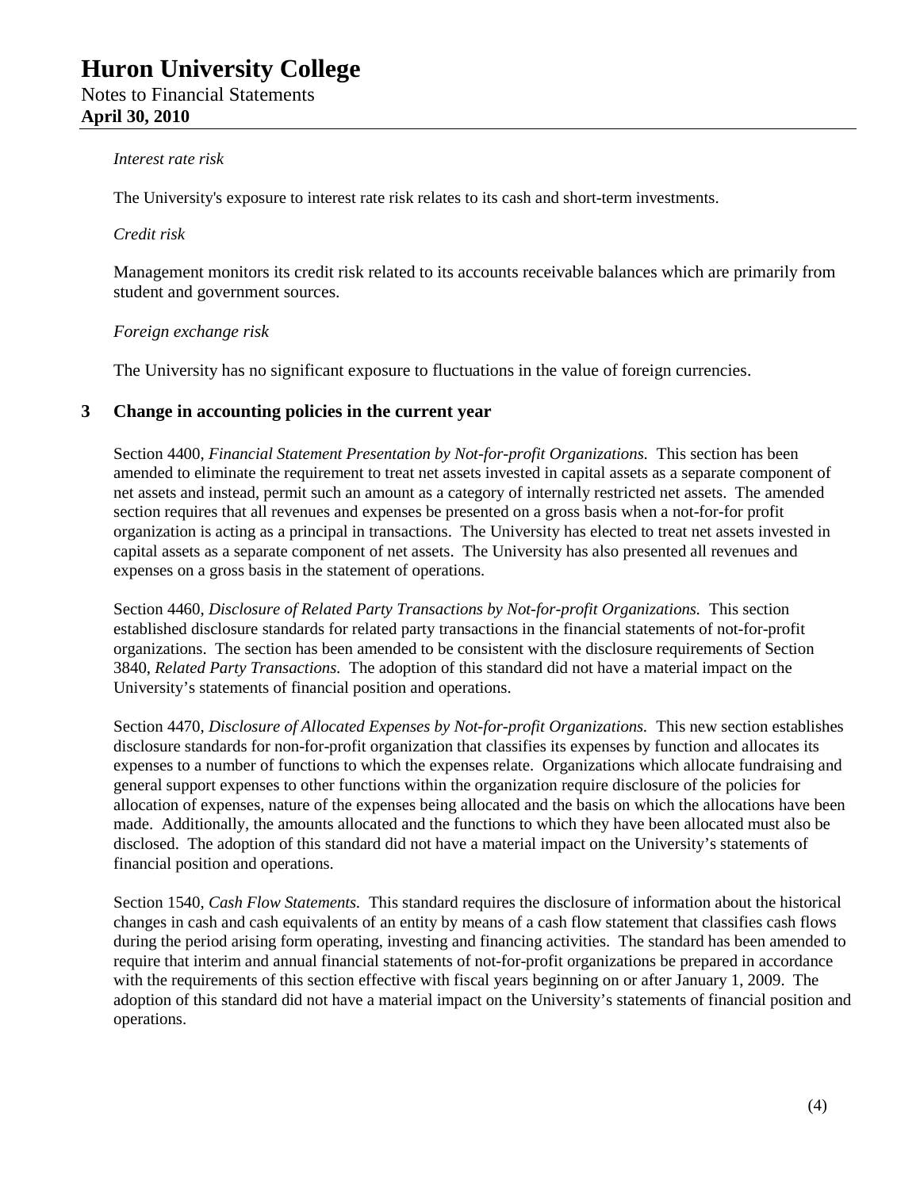*Interest rate risk*

The University's exposure to interest rate risk relates to its cash and short-term investments.

*Credit risk*

Management monitors its credit risk related to its accounts receivable balances which are primarily from student and government sources.

*Foreign exchange risk*

The University has no significant exposure to fluctuations in the value of foreign currencies.

## 3 Change in accounting policies in the current year

Section 4400, *Financial Statement Presentation by Not-for-profit Organizations.* This section has been amended to eliminate the requirement to treat net assets invested in capital assets as a separate component of net assets and instead, permit such an amount as a category of internally restricted net assets. The amended section requires that all revenues and expenses be presented on a gross basis when a not-for-for profit organization is acting as a principal in transactions. The University has elected to treat net assets invested in capital assets as a separate component of net assets. The University has also presented all revenues and expenses on a gross basis in the statement of operations.

Section 4460, *Disclosure of Related Party Transactions by Not-for-profit Organizations.* This section established disclosure standards for related party transactions in the financial statements of not-for-profit organizations. The section has been amended to be consistent with the disclosure requirements of Section 3840, *Related Party Transactions.* The adoption of this standard did not have a material impact on the University's statements of financial position and operations.

Section 4470, *Disclosure of Allocated Expenses by Not-for-profit Organizations.* This new section establishes disclosure standards for non-for-profit organization that classifies its expenses by function and allocates its expenses to a number of functions to which the expenses relate. Organizations which allocate fundraising and general support expenses to other functions within the organization require disclosure of the policies for allocation of expenses, nature of the expenses being allocated and the basis on which the allocations have been made. Additionally, the amounts allocated and the functions to which they have been allocated must also be disclosed. The adoption of this standard did not have a material impact on the University's statements of financial position and operations.

Section 1540, *Cash Flow Statements.* This standard requires the disclosure of information about the historical changes in cash and cash equivalents of an entity by means of a cash flow statement that classifies cash flows during the period arising form operating, investing and financing activities. The standard has been amended to require that interim and annual financial statements of not-for-profit organizations be prepared in accordance with the requirements of this section effective with fiscal years beginning on or after January 1, 2009. The adoption of this standard did not have a material impact on the University's statements of financial position and operations.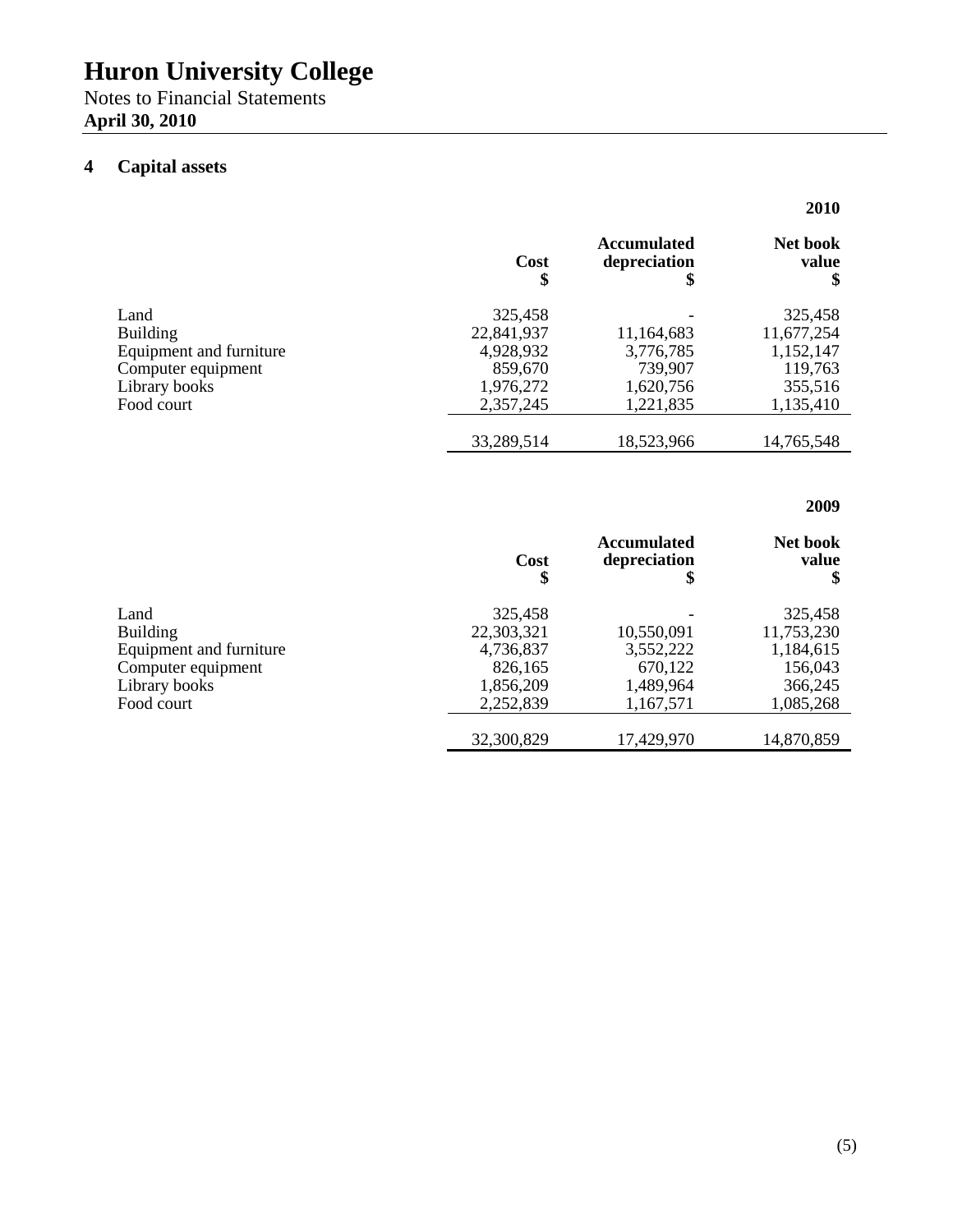# Huron University College

Notes to Financial Statements
**April 30, 2010**

## 4 Capital assets

**2010**

| | Cost $ | Accumulated depreciation $ | Net book value $ |
|---|---|---|---|
| Land | 325,458 | - | 325,458 |
| Building | 22,841,937 | 11,164,683 | 11,677,254 |
| Equipment and furniture | 4,928,932 | 3,776,785 | 1,152,147 |
| Computer equipment | 859,670 | 739,907 | 119,763 |
| Library books | 1,976,272 | 1,620,756 | 355,516 |
| Food court | 2,357,245 | 1,221,835 | 1,135,410 |
| | 33,289,514 | 18,523,966 | 14,765,548 |

**2009**

| | Cost $ | Accumulated depreciation $ | Net book value $ |
|---|---|---|---|
| Land | 325,458 | - | 325,458 |
| Building | 22,303,321 | 10,550,091 | 11,753,230 |
| Equipment and furniture | 4,736,837 | 3,552,222 | 1,184,615 |
| Computer equipment | 826,165 | 670,122 | 156,043 |
| Library books | 1,856,209 | 1,489,964 | 366,245 |
| Food court | 2,252,839 | 1,167,571 | 1,085,268 |
| | 32,300,829 | 17,429,970 | 14,870,859 |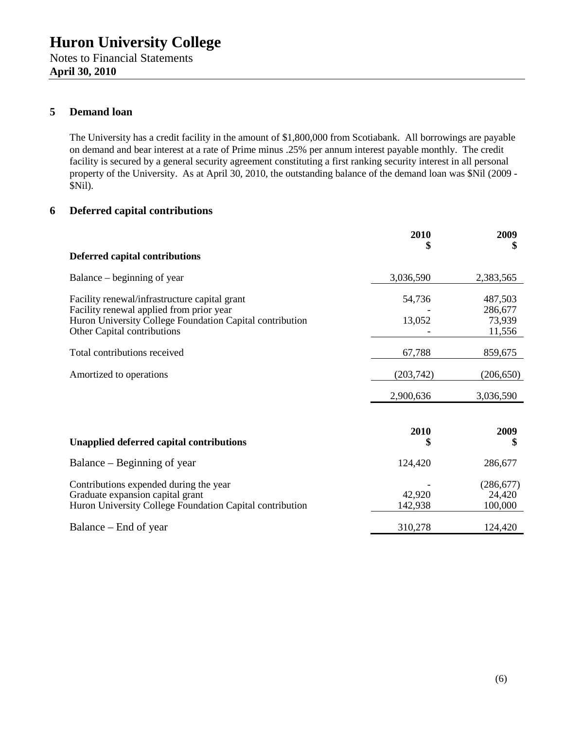## 5 Demand loan

The University has a credit facility in the amount of $1,800,000 from Scotiabank. All borrowings are payable on demand and bear interest at a rate of Prime minus .25% per annum interest payable monthly. The credit facility is secured by a general security agreement constituting a first ranking security interest in all personal property of the University. As at April 30, 2010, the outstanding balance of the demand loan was $Nil (2009 - $Nil).

## 6 Deferred capital contributions

| Deferred capital contributions | 2010 $ | 2009 $ |
|---|---|---|
| Balance – beginning of year | 3,036,590 | 2,383,565 |
| Facility renewal/infrastructure capital grant | 54,736 | 487,503 |
| Facility renewal applied from prior year | - | 286,677 |
| Huron University College Foundation Capital contribution | 13,052 | 73,939 |
| Other Capital contributions | - | 11,556 |
| Total contributions received | 67,788 | 859,675 |
| Amortized to operations | (203,742) | (206,650) |
| | 2,900,636 | 3,036,590 |

| Unapplied deferred capital contributions | 2010 $ | 2009 $ |
|---|---|---|
| Balance – Beginning of year | 124,420 | 286,677 |
| Contributions expended during the year | - | (286,677) |
| Graduate expansion capital grant | 42,920 | 24,420 |
| Huron University College Foundation Capital contribution | 142,938 | 100,000 |
| Balance – End of year | 310,278 | 124,420 |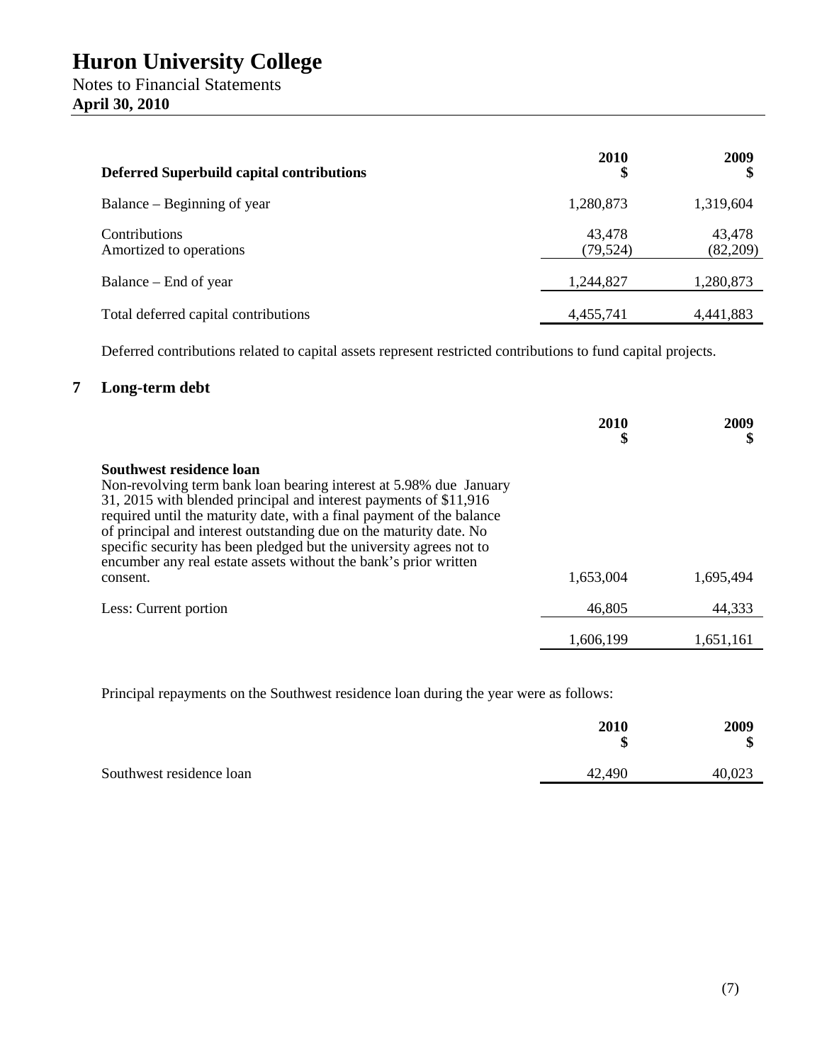| Deferred Superbuild capital contributions | 2010 $ | 2009 $ |
|---|---|---|
| Balance – Beginning of year | 1,280,873 | 1,319,604 |
| Contributions | 43,478 | 43,478 |
| Amortized to operations | (79,524) | (82,209) |
| Balance – End of year | 1,244,827 | 1,280,873 |
| Total deferred capital contributions | 4,455,741 | 4,441,883 |

Deferred contributions related to capital assets represent restricted contributions to fund capital projects.

## 7 Long-term debt

| | 2010 $ | 2009 $ |
|---|---|---|
| **Southwest residence loan** Non-revolving term bank loan bearing interest at 5.98% due January 31, 2015 with blended principal and interest payments of $11,916 required until the maturity date, with a final payment of the balance of principal and interest outstanding due on the maturity date. No specific security has been pledged but the university agrees not to encumber any real estate assets without the bank's prior written consent. | 1,653,004 | 1,695,494 |
| Less: Current portion | 46,805 | 44,333 |
| | 1,606,199 | 1,651,161 |

Principal repayments on the Southwest residence loan during the year were as follows:

| | 2010 $ | 2009 $ |
|---|---|---|
| Southwest residence loan | 42,490 | 40,023 |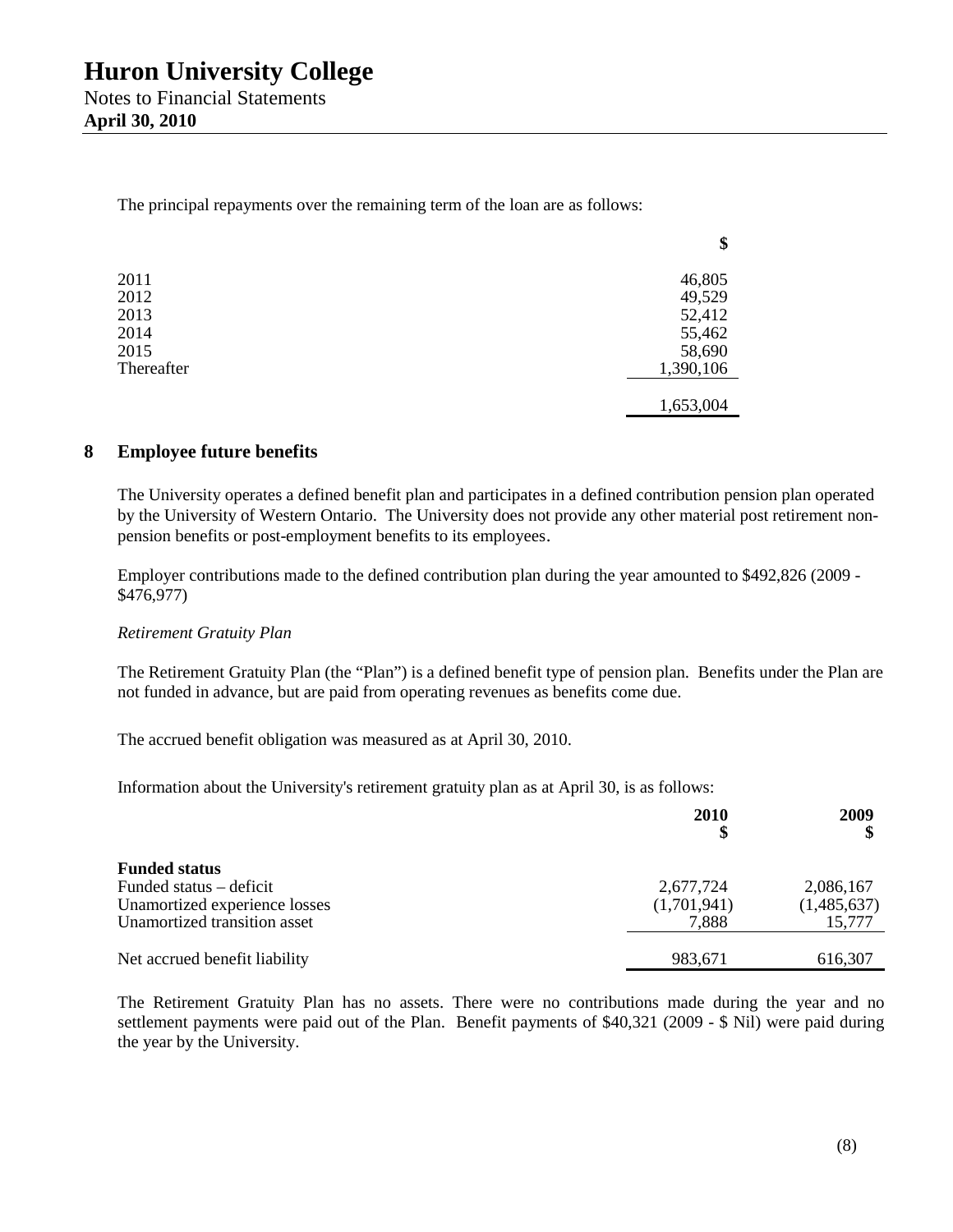The principal repayments over the remaining term of the loan are as follows:

| | $ |
|---|---|
| 2011 | 46,805 |
| 2012 | 49,529 |
| 2013 | 52,412 |
| 2014 | 55,462 |
| 2015 | 58,690 |
| Thereafter | 1,390,106 |
| | 1,653,004 |

## 8 Employee future benefits

The University operates a defined benefit plan and participates in a defined contribution pension plan operated by the University of Western Ontario. The University does not provide any other material post retirement non-pension benefits or post-employment benefits to its employees.

Employer contributions made to the defined contribution plan during the year amounted to $492,826 (2009 - $476,977)

*Retirement Gratuity Plan*

The Retirement Gratuity Plan (the "Plan") is a defined benefit type of pension plan. Benefits under the Plan are not funded in advance, but are paid from operating revenues as benefits come due.

The accrued benefit obligation was measured as at April 30, 2010.

Information about the University's retirement gratuity plan as at April 30, is as follows:

| | 2010<br>$ | 2009<br>$ |
|---|---|---|
| **Funded status** | | |
| Funded status – deficit | 2,677,724 | 2,086,167 |
| Unamortized experience losses | (1,701,941) | (1,485,637) |
| Unamortized transition asset | 7,888 | 15,777 |
| Net accrued benefit liability | 983,671 | 616,307 |

The Retirement Gratuity Plan has no assets. There were no contributions made during the year and no settlement payments were paid out of the Plan. Benefit payments of $40,321 (2009 - $ Nil) were paid during the year by the University.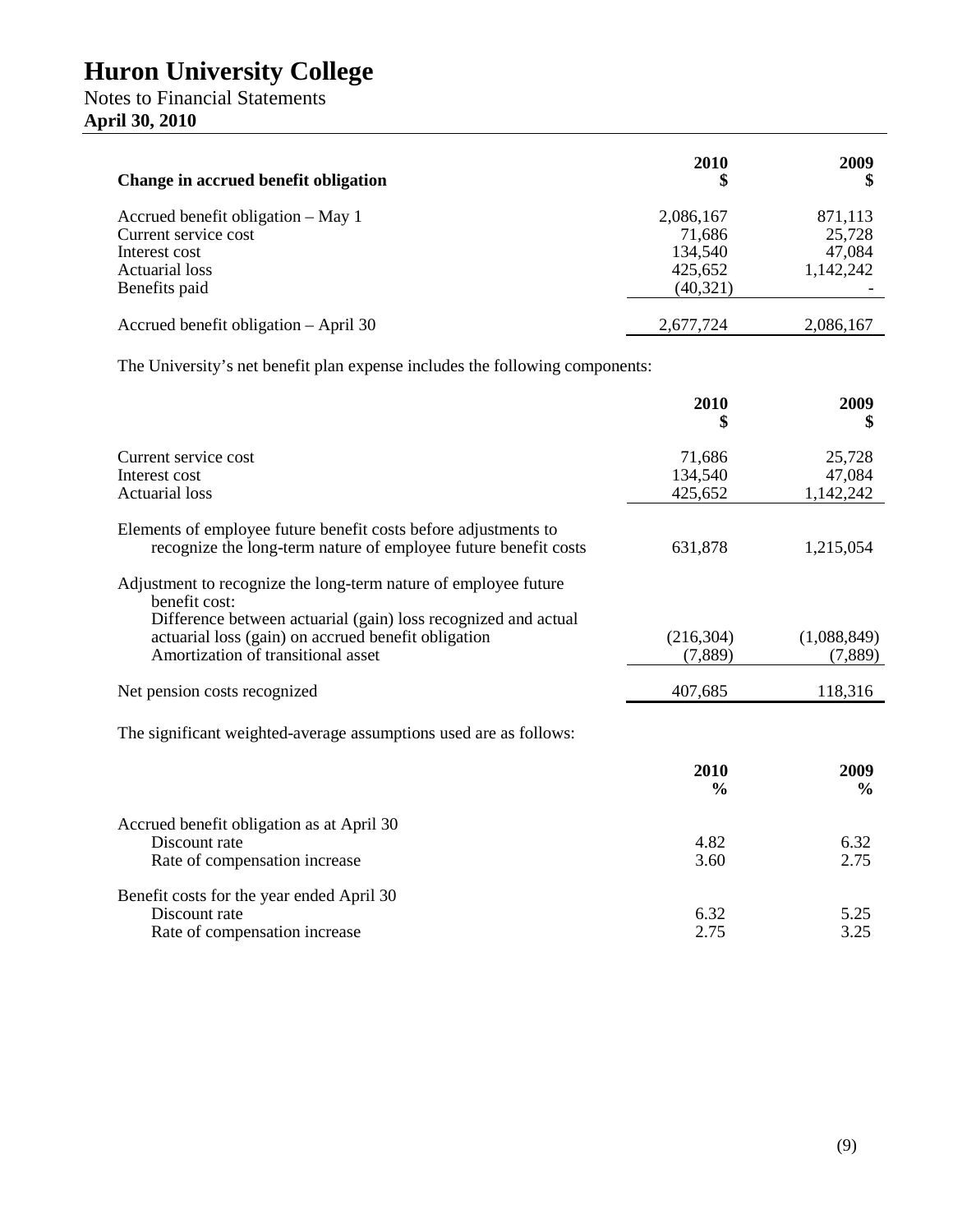# Huron University College

Notes to Financial Statements
**April 30, 2010**

| **Change in accrued benefit obligation** | **2010 $** | **2009 $** |
|---|---|---|
| Accrued benefit obligation – May 1 | 2,086,167 | 871,113 |
| Current service cost | 71,686 | 25,728 |
| Interest cost | 134,540 | 47,084 |
| Actuarial loss | 425,652 | 1,142,242 |
| Benefits paid | (40,321) | - |
| Accrued benefit obligation – April 30 | 2,677,724 | 2,086,167 |

The University's net benefit plan expense includes the following components:

| | **2010 $** | **2009 $** |
|---|---|---|
| Current service cost | 71,686 | 25,728 |
| Interest cost | 134,540 | 47,084 |
| Actuarial loss | 425,652 | 1,142,242 |
| Elements of employee future benefit costs before adjustments to recognize the long-term nature of employee future benefit costs | 631,878 | 1,215,054 |
| Adjustment to recognize the long-term nature of employee future benefit cost: | | |
| Difference between actuarial (gain) loss recognized and actual actuarial loss (gain) on accrued benefit obligation | (216,304) | (1,088,849) |
| Amortization of transitional asset | (7,889) | (7,889) |
| Net pension costs recognized | 407,685 | 118,316 |

The significant weighted-average assumptions used are as follows:

| | **2010 %** | **2009 %** |
|---|---|---|
| Accrued benefit obligation as at April 30 | | |
| Discount rate | 4.82 | 6.32 |
| Rate of compensation increase | 3.60 | 2.75 |
| Benefit costs for the year ended April 30 | | |
| Discount rate | 6.32 | 5.25 |
| Rate of compensation increase | 2.75 | 3.25 |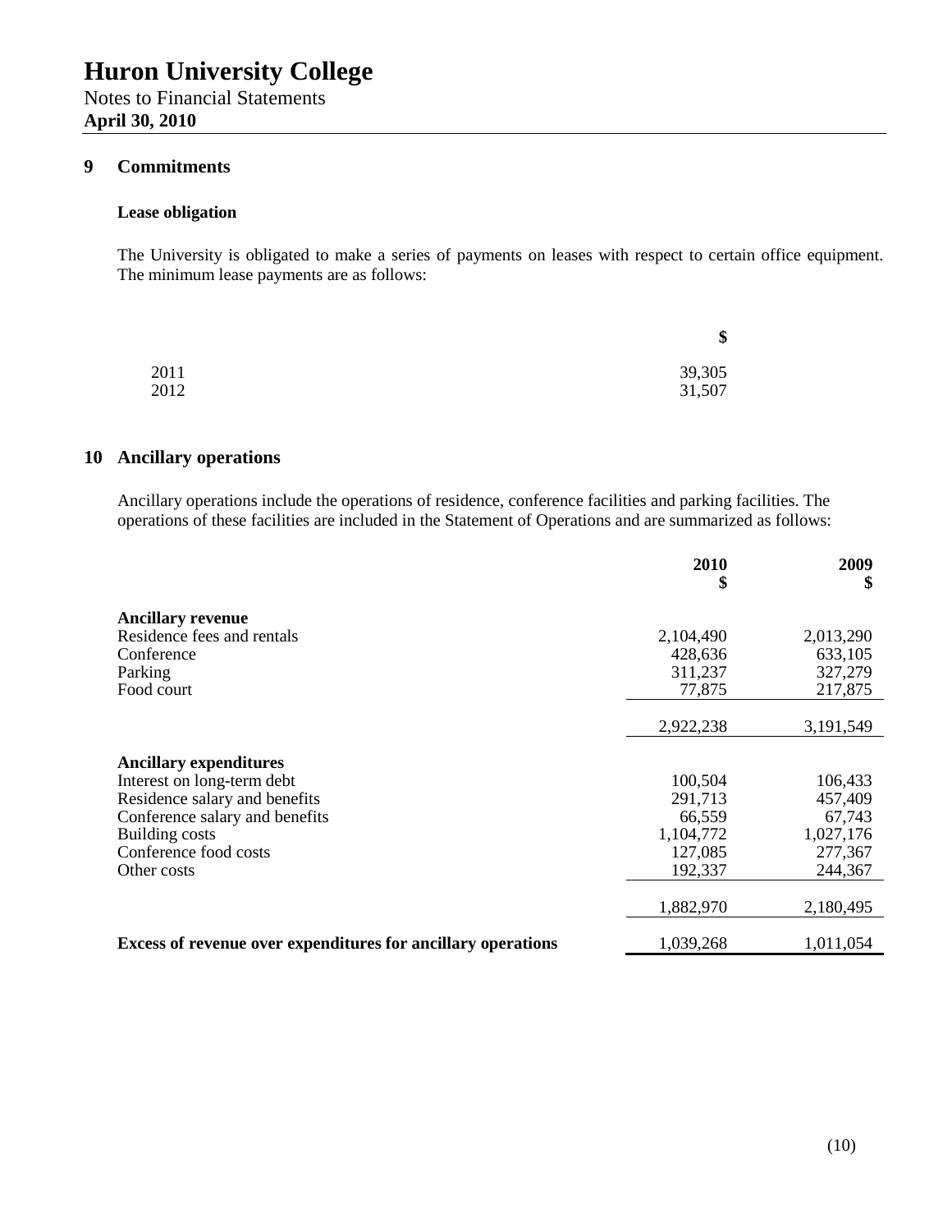## 9 Commitments

### Lease obligation

The University is obligated to make a series of payments on leases with respect to certain office equipment. The minimum lease payments are as follows:

| | $ |
|---|---|
| 2011 | 39,305 |
| 2012 | 31,507 |

## 10 Ancillary operations

Ancillary operations include the operations of residence, conference facilities and parking facilities. The operations of these facilities are included in the Statement of Operations and are summarized as follows:

| | 2010<br>$ | 2009<br>$ |
|---|---|---|
| **Ancillary revenue** | | |
| Residence fees and rentals | 2,104,490 | 2,013,290 |
| Conference | 428,636 | 633,105 |
| Parking | 311,237 | 327,279 |
| Food court | 77,875 | 217,875 |
| | 2,922,238 | 3,191,549 |
| **Ancillary expenditures** | | |
| Interest on long-term debt | 100,504 | 106,433 |
| Residence salary and benefits | 291,713 | 457,409 |
| Conference salary and benefits | 66,559 | 67,743 |
| Building costs | 1,104,772 | 1,027,176 |
| Conference food costs | 127,085 | 277,367 |
| Other costs | 192,337 | 244,367 |
| | 1,882,970 | 2,180,495 |
| **Excess of revenue over expenditures for ancillary operations** | 1,039,268 | 1,011,054 |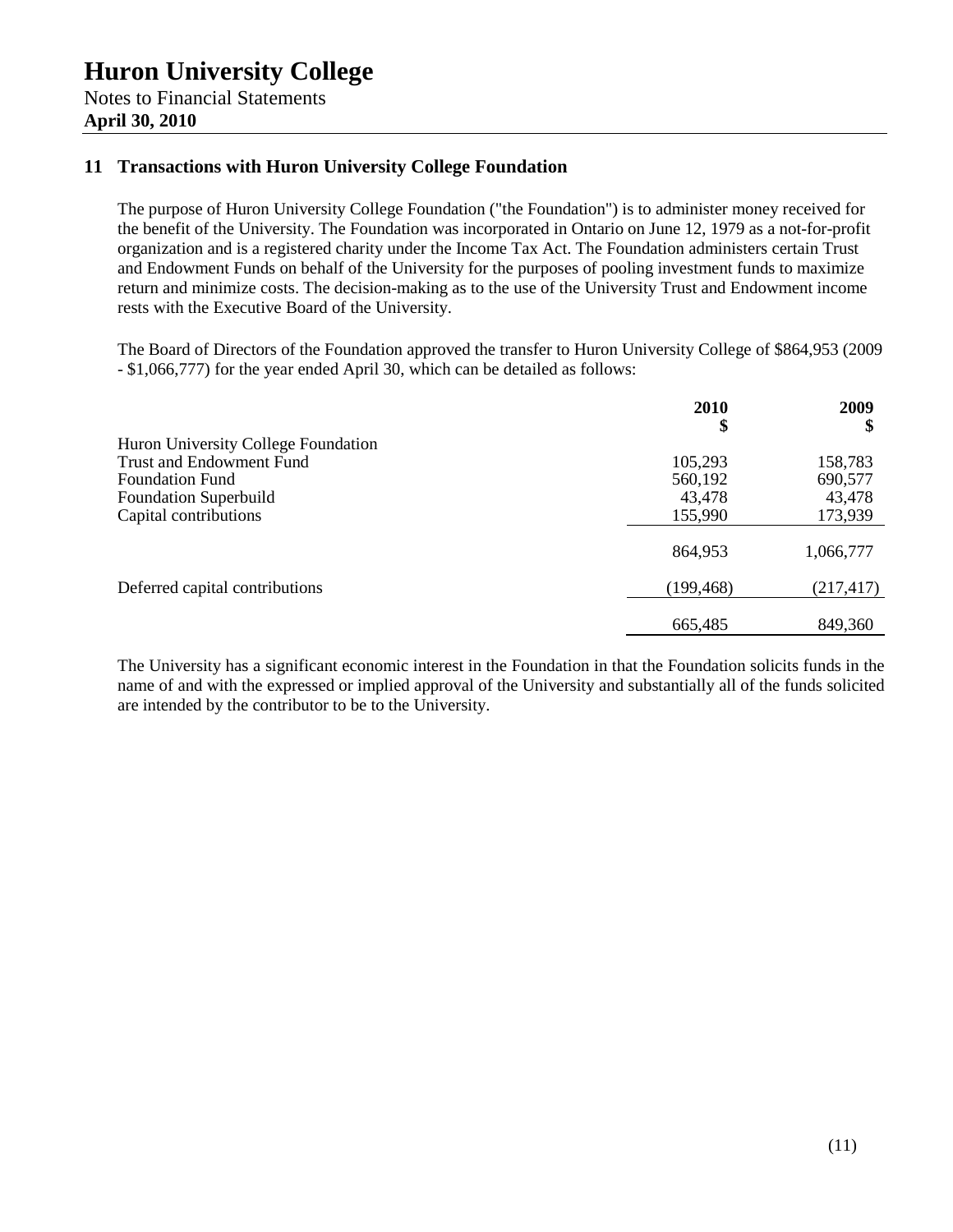# Huron University College

Notes to Financial Statements
**April 30, 2010**

## 11 Transactions with Huron University College Foundation

The purpose of Huron University College Foundation ("the Foundation") is to administer money received for the benefit of the University. The Foundation was incorporated in Ontario on June 12, 1979 as a not-for-profit organization and is a registered charity under the Income Tax Act. The Foundation administers certain Trust and Endowment Funds on behalf of the University for the purposes of pooling investment funds to maximize return and minimize costs. The decision-making as to the use of the University Trust and Endowment income rests with the Executive Board of the University.

The Board of Directors of the Foundation approved the transfer to Huron University College of $864,953 (2009 - $1,066,777) for the year ended April 30, which can be detailed as follows:

| | **2010** **$** | **2009** **$** |
|---|---|---|
| Huron University College Foundation | | |
| Trust and Endowment Fund | 105,293 | 158,783 |
| Foundation Fund | 560,192 | 690,577 |
| Foundation Superbuild | 43,478 | 43,478 |
| Capital contributions | 155,990 | 173,939 |
| | 864,953 | 1,066,777 |
| Deferred capital contributions | (199,468) | (217,417) |
| | 665,485 | 849,360 |

The University has a significant economic interest in the Foundation in that the Foundation solicits funds in the name of and with the expressed or implied approval of the University and substantially all of the funds solicited are intended by the contributor to be to the University.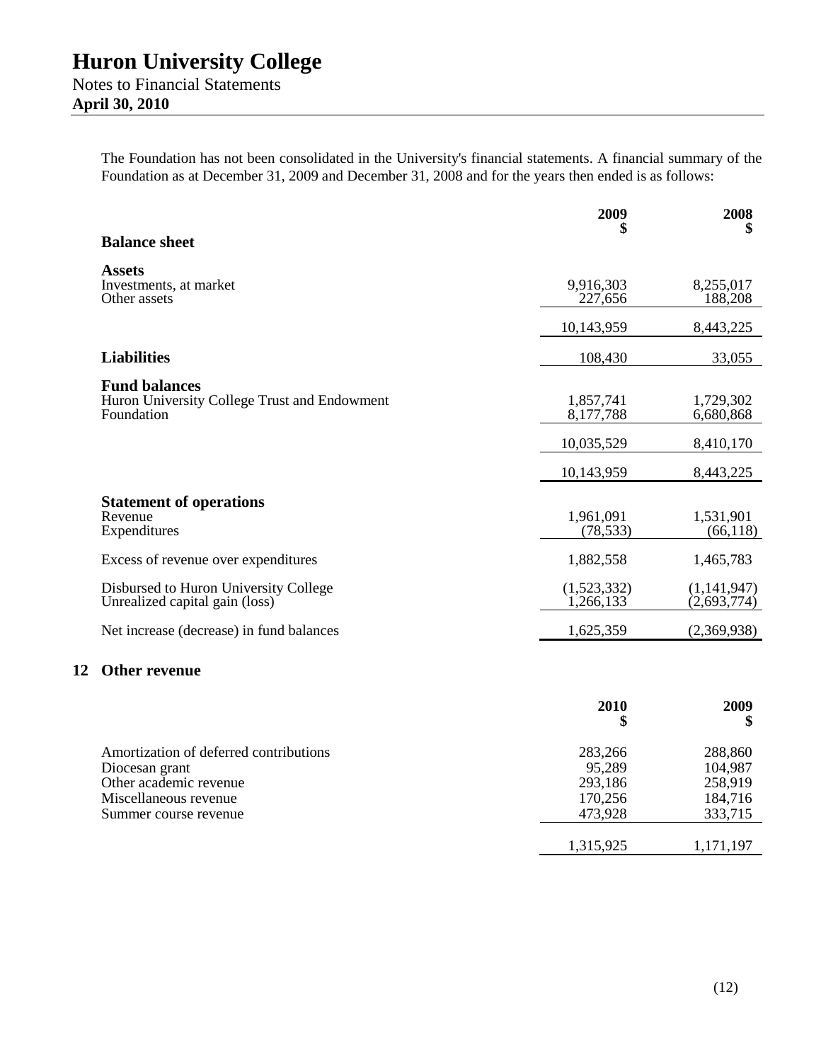The Foundation has not been consolidated in the University's financial statements. A financial summary of the Foundation as at December 31, 2009 and December 31, 2008 and for the years then ended is as follows:

| | 2009 $ | 2008 $ |
|---|---|---|
| **Balance sheet** | | |
| **Assets** | | |
| Investments, at market | 9,916,303 | 8,255,017 |
| Other assets | 227,656 | 188,208 |
| | 10,143,959 | 8,443,225 |
| **Liabilities** | 108,430 | 33,055 |
| **Fund balances** | | |
| Huron University College Trust and Endowment | 1,857,741 | 1,729,302 |
| Foundation | 8,177,788 | 6,680,868 |
| | 10,035,529 | 8,410,170 |
| | 10,143,959 | 8,443,225 |
| **Statement of operations** | | |
| Revenue | 1,961,091 | 1,531,901 |
| Expenditures | (78,533) | (66,118) |
| Excess of revenue over expenditures | 1,882,558 | 1,465,783 |
| Disbursed to Huron University College | (1,523,332) | (1,141,947) |
| Unrealized capital gain (loss) | 1,266,133 | (2,693,774) |
| Net increase (decrease) in fund balances | 1,625,359 | (2,369,938) |

## 12 Other revenue

| | 2010 $ | 2009 $ |
|---|---|---|
| Amortization of deferred contributions | 283,266 | 288,860 |
| Diocesan grant | 95,289 | 104,987 |
| Other academic revenue | 293,186 | 258,919 |
| Miscellaneous revenue | 170,256 | 184,716 |
| Summer course revenue | 473,928 | 333,715 |
| | 1,315,925 | 1,171,197 |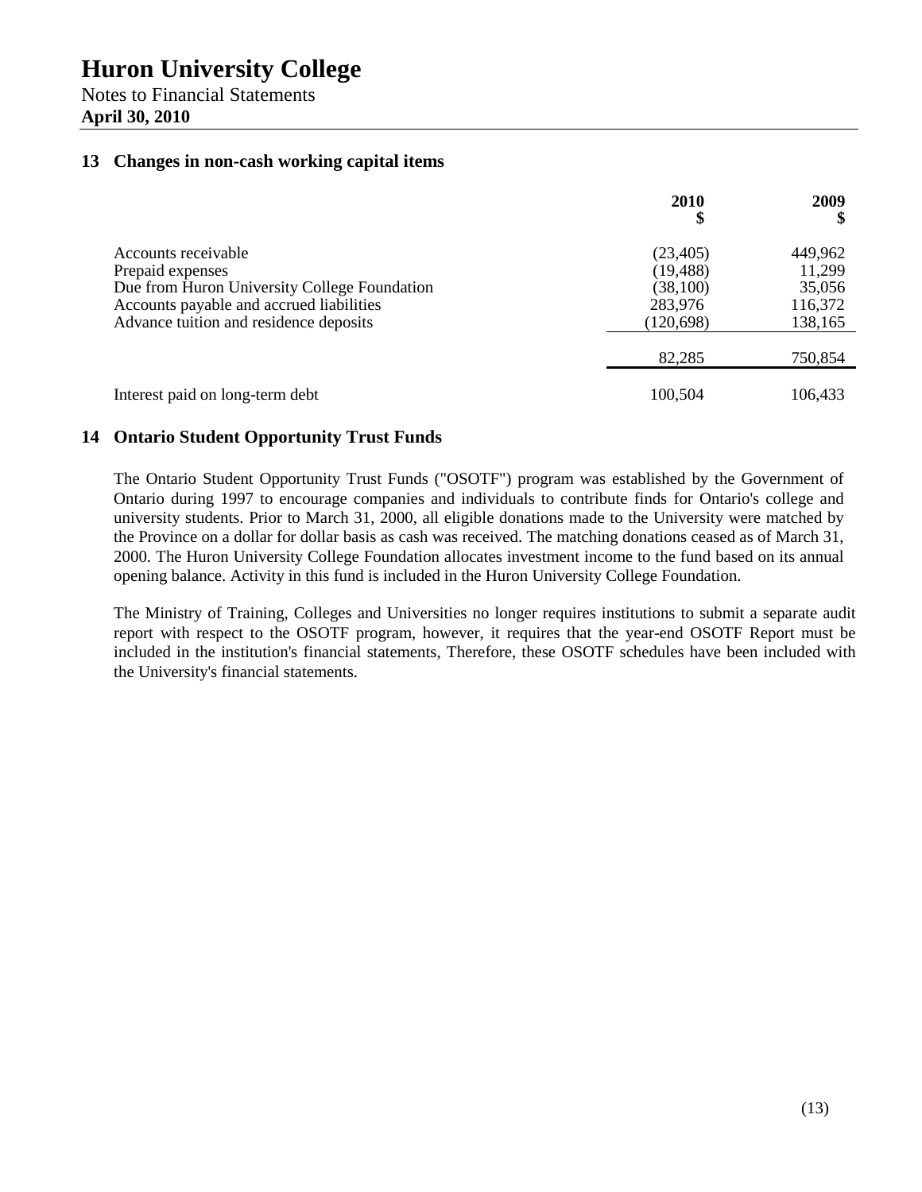# Huron University College

Notes to Financial Statements
**April 30, 2010**

## 13 Changes in non-cash working capital items

| | 2010 $ | 2009 $ |
|---|---|---|
| Accounts receivable | (23,405) | 449,962 |
| Prepaid expenses | (19,488) | 11,299 |
| Due from Huron University College Foundation | (38,100) | 35,056 |
| Accounts payable and accrued liabilities | 283,976 | 116,372 |
| Advance tuition and residence deposits | (120,698) | 138,165 |
| | 82,285 | 750,854 |
| Interest paid on long-term debt | 100,504 | 106,433 |

## 14 Ontario Student Opportunity Trust Funds

The Ontario Student Opportunity Trust Funds ("OSOTF") program was established by the Government of Ontario during 1997 to encourage companies and individuals to contribute finds for Ontario's college and university students. Prior to March 31, 2000, all eligible donations made to the University were matched by the Province on a dollar for dollar basis as cash was received. The matching donations ceased as of March 31, 2000. The Huron University College Foundation allocates investment income to the fund based on its annual opening balance. Activity in this fund is included in the Huron University College Foundation.

The Ministry of Training, Colleges and Universities no longer requires institutions to submit a separate audit report with respect to the OSOTF program, however, it requires that the year-end OSOTF Report must be included in the institution's financial statements, Therefore, these OSOTF schedules have been included with the University's financial statements.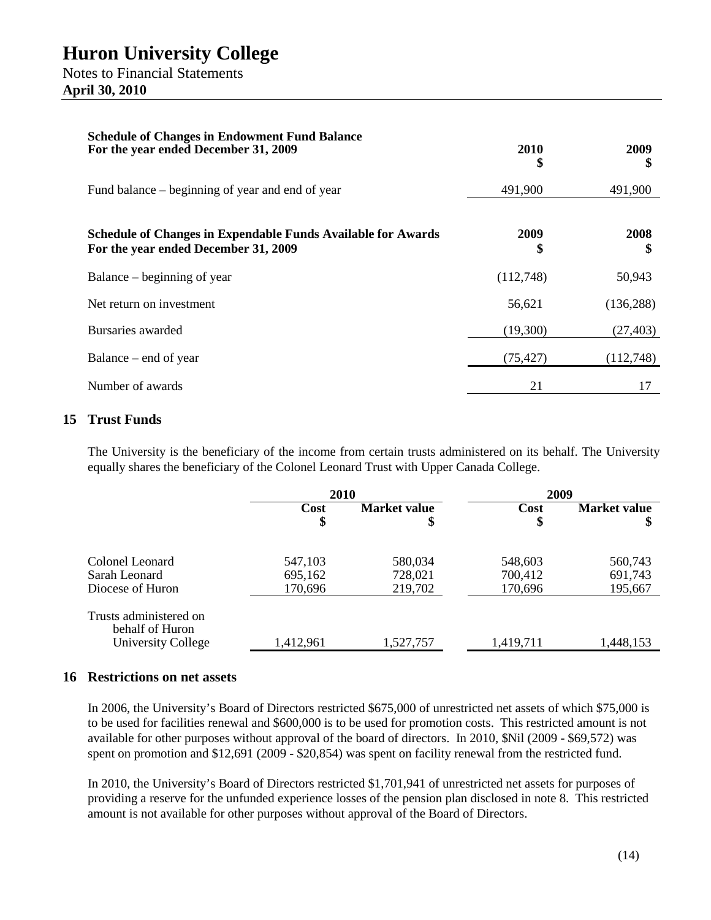# Huron University College

Notes to Financial Statements
**April 30, 2010**

| **Schedule of Changes in Endowment Fund Balance For the year ended December 31, 2009** | **2010 $** | **2009 $** |
|---|---|---|
| Fund balance – beginning of year and end of year | 491,900 | 491,900 |

| **Schedule of Changes in Expendable Funds Available for Awards For the year ended December 31, 2009** | **2009 $** | **2008 $** |
|---|---|---|
| Balance – beginning of year | (112,748) | 50,943 |
| Net return on investment | 56,621 | (136,288) |
| Bursaries awarded | (19,300) | (27,403) |
| Balance – end of year | (75,427) | (112,748) |
| Number of awards | 21 | 17 |

## 15 Trust Funds

The University is the beneficiary of the income from certain trusts administered on its behalf. The University equally shares the beneficiary of the Colonel Leonard Trust with Upper Canada College.

| | **2010** | | **2009** | |
|---|---|---|---|---|
| | **Cost $** | **Market value $** | **Cost $** | **Market value $** |
| Colonel Leonard | 547,103 | 580,034 | 548,603 | 560,743 |
| Sarah Leonard | 695,162 | 728,021 | 700,412 | 691,743 |
| Diocese of Huron | 170,696 | 219,702 | 170,696 | 195,667 |
| Trusts administered on behalf of Huron University College | 1,412,961 | 1,527,757 | 1,419,711 | 1,448,153 |

## 16 Restrictions on net assets

In 2006, the University's Board of Directors restricted $675,000 of unrestricted net assets of which $75,000 is to be used for facilities renewal and $600,000 is to be used for promotion costs. This restricted amount is not available for other purposes without approval of the board of directors. In 2010, $Nil (2009 - $69,572) was spent on promotion and $12,691 (2009 - $20,854) was spent on facility renewal from the restricted fund.

In 2010, the University's Board of Directors restricted $1,701,941 of unrestricted net assets for purposes of providing a reserve for the unfunded experience losses of the pension plan disclosed in note 8. This restricted amount is not available for other purposes without approval of the Board of Directors.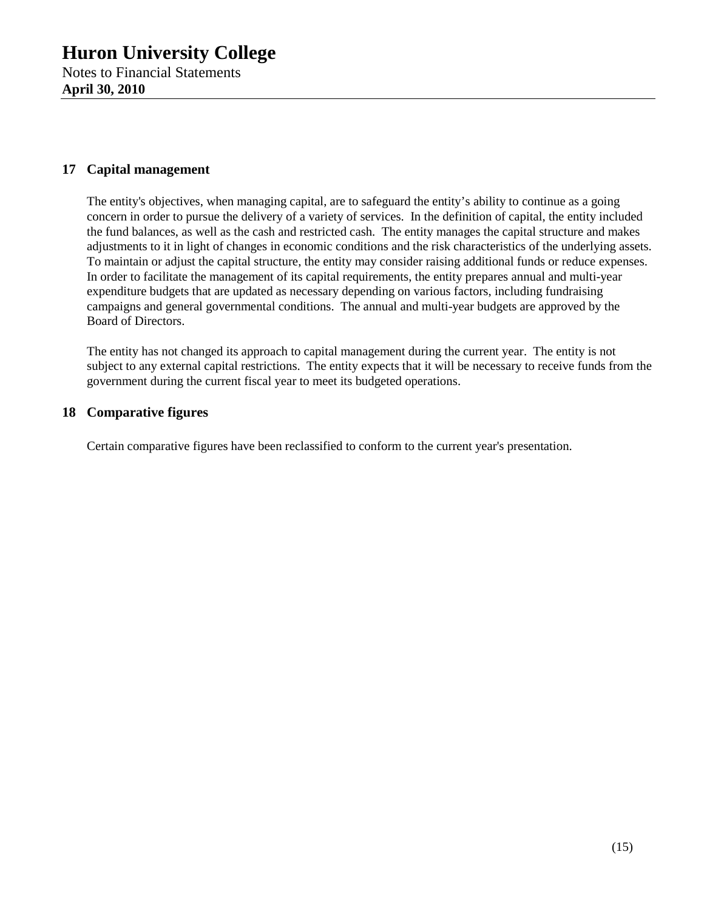## 17 Capital management

The entity's objectives, when managing capital, are to safeguard the entity's ability to continue as a going concern in order to pursue the delivery of a variety of services. In the definition of capital, the entity included the fund balances, as well as the cash and restricted cash. The entity manages the capital structure and makes adjustments to it in light of changes in economic conditions and the risk characteristics of the underlying assets. To maintain or adjust the capital structure, the entity may consider raising additional funds or reduce expenses. In order to facilitate the management of its capital requirements, the entity prepares annual and multi-year expenditure budgets that are updated as necessary depending on various factors, including fundraising campaigns and general governmental conditions. The annual and multi-year budgets are approved by the Board of Directors.

The entity has not changed its approach to capital management during the current year. The entity is not subject to any external capital restrictions. The entity expects that it will be necessary to receive funds from the government during the current fiscal year to meet its budgeted operations.

## 18 Comparative figures

Certain comparative figures have been reclassified to conform to the current year's presentation.